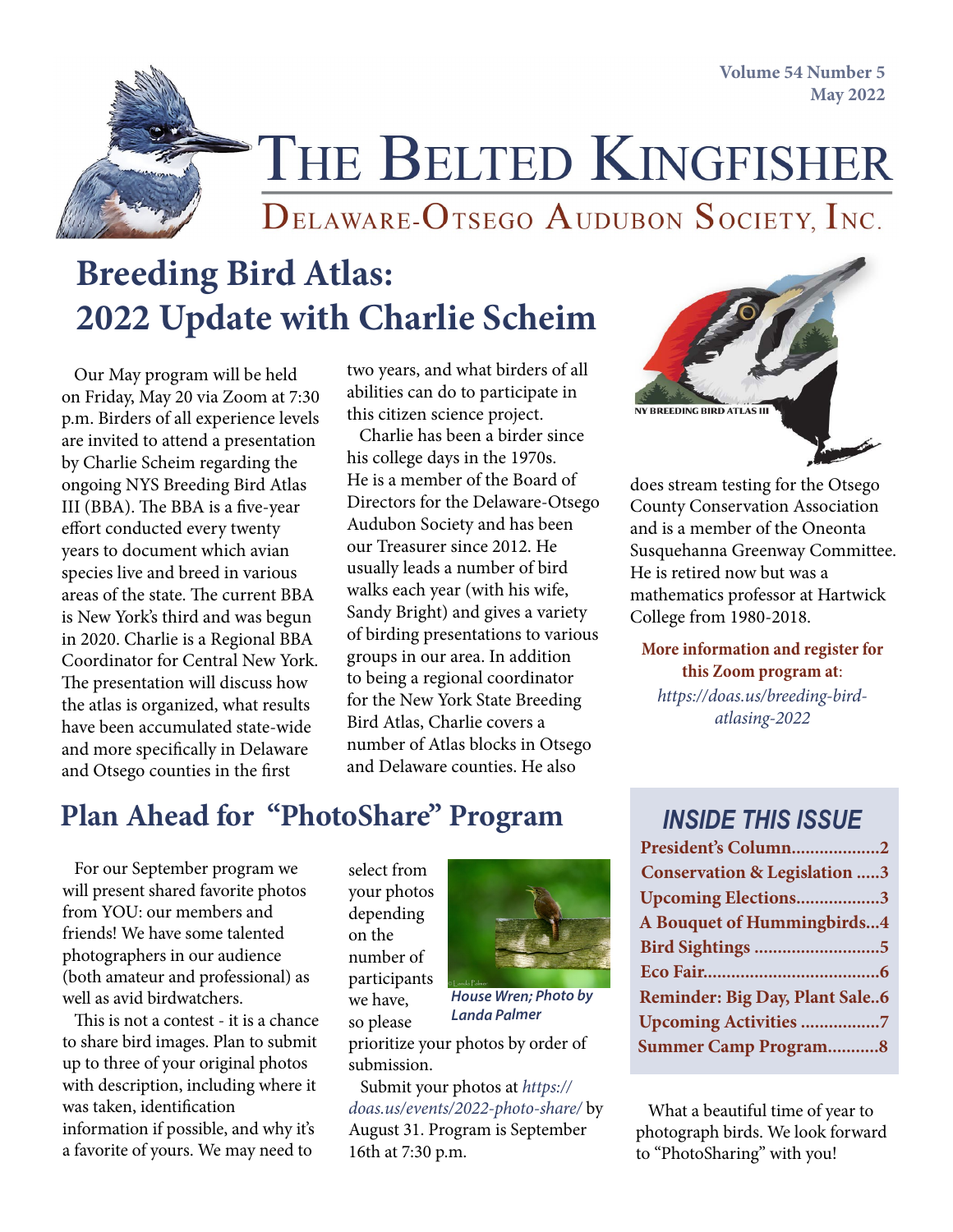Volume 54 Number 5
May 2022

# The Belted Kingfisher

## Delaware-Otsego Audubon Society, Inc.

## Breeding Bird Atlas: 2022 Update with Charlie Scheim

Our May program will be held on Friday, May 20 via Zoom at 7:30 p.m. Birders of all experience levels are invited to attend a presentation by Charlie Scheim regarding the ongoing NYS Breeding Bird Atlas III (BBA). The BBA is a five-year effort conducted every twenty years to document which avian species live and breed in various areas of the state. The current BBA is New York's third and was begun in 2020. Charlie is a Regional BBA Coordinator for Central New York. The presentation will discuss how the atlas is organized, what results have been accumulated state-wide and more specifically in Delaware and Otsego counties in the first two years, and what birders of all abilities can do to participate in this citizen science project.

Charlie has been a birder since his college days in the 1970s. He is a member of the Board of Directors for the Delaware-Otsego Audubon Society and has been our Treasurer since 2012. He usually leads a number of bird walks each year (with his wife, Sandy Bright) and gives a variety of birding presentations to various groups in our area. In addition to being a regional coordinator for the New York State Breeding Bird Atlas, Charlie covers a number of Atlas blocks in Otsego and Delaware counties. He also does stream testing for the Otsego County Conservation Association and is a member of the Oneonta Susquehanna Greenway Committee. He is retired now but was a mathematics professor at Hartwick College from 1980-2018.

NY BREEDING BIRD ATLAS III

**More information and register for this Zoom program at:**
*https://doas.us/breeding-bird-atlasing-2022*

## Plan Ahead for "PhotoShare" Program

For our September program we will present shared favorite photos from YOU: our members and friends! We have some talented photographers in our audience (both amateur and professional) as well as avid birdwatchers.

This is not a contest - it is a chance to share bird images. Plan to submit up to three of your original photos with description, including where it was taken, identification information if possible, and why it's a favorite of yours. We may need to select from your photos depending on the number of participants we have, so please prioritize your photos by order of submission.

*House Wren; Photo by Landa Palmer*

Submit your photos at *https://doas.us/events/2022-photo-share/* by August 31. Program is September 16th at 7:30 p.m.

What a beautiful time of year to photograph birds. We look forward to "PhotoSharing" with you!

## INSIDE THIS ISSUE

- **President's Column...................2**
- **Conservation & Legislation .....3**
- **Upcoming Elections..................3**
- **A Bouquet of Hummingbirds...4**
- **Bird Sightings ...........................5**
- **Eco Fair......................................6**
- **Reminder: Big Day, Plant Sale..6**
- **Upcoming Activities .................7**
- **Summer Camp Program...........8**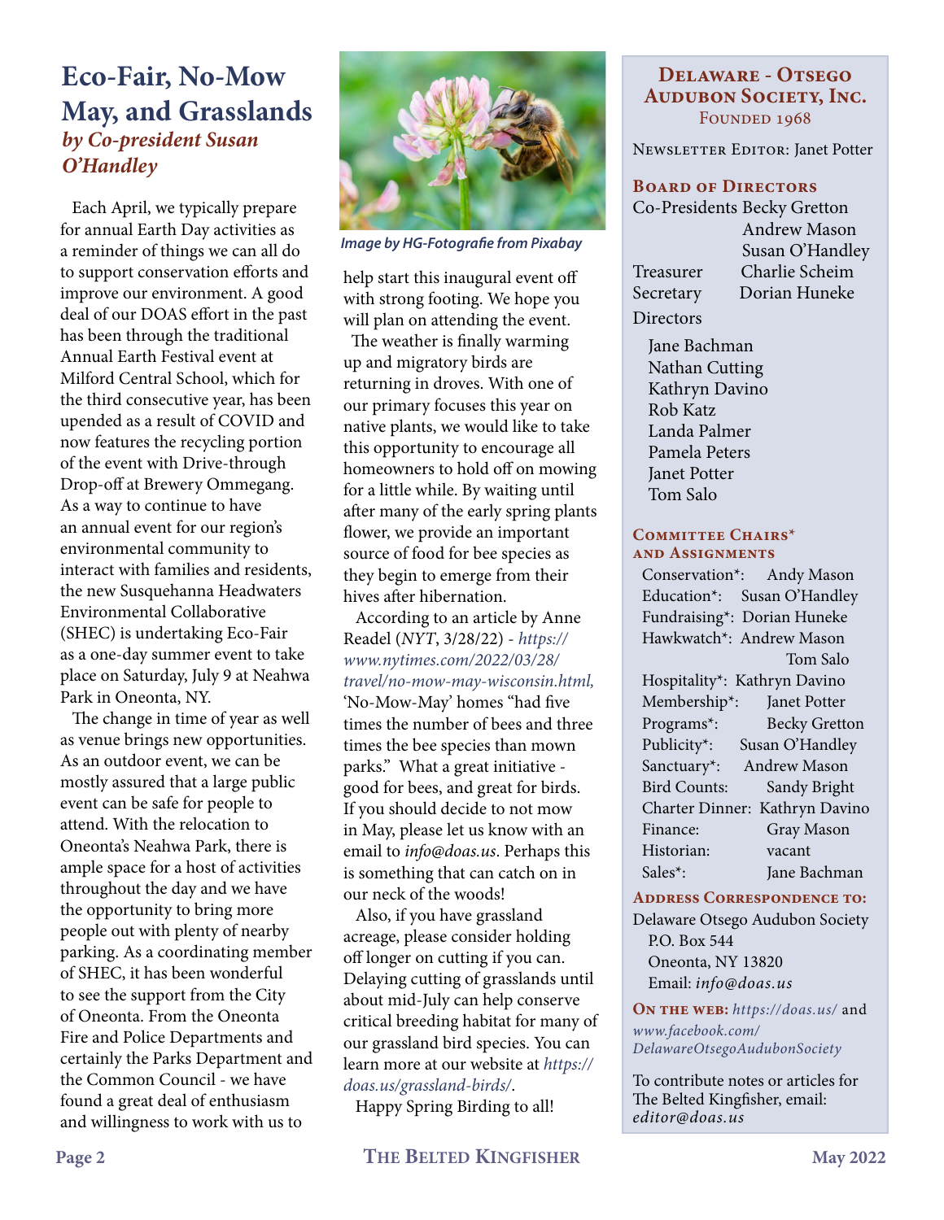# Eco-Fair, No-Mow May, and Grasslands

***by Co-president Susan O'Handley***

Each April, we typically prepare for annual Earth Day activities as a reminder of things we can all do to support conservation efforts and improve our environment. A good deal of our DOAS effort in the past has been through the traditional Annual Earth Festival event at Milford Central School, which for the third consecutive year, has been upended as a result of COVID and now features the recycling portion of the event with Drive-through Drop-off at Brewery Ommegang. As a way to continue to have an annual event for our region's environmental community to interact with families and residents, the new Susquehanna Headwaters Environmental Collaborative (SHEC) is undertaking Eco-Fair as a one-day summer event to take place on Saturday, July 9 at Neahwa Park in Oneonta, NY.

The change in time of year as well as venue brings new opportunities. As an outdoor event, we can be mostly assured that a large public event can be safe for people to attend. With the relocation to Oneonta's Neahwa Park, there is ample space for a host of activities throughout the day and we have the opportunity to bring more people out with plenty of nearby parking. As a coordinating member of SHEC, it has been wonderful to see the support from the City of Oneonta. From the Oneonta Fire and Police Departments and certainly the Parks Department and the Common Council - we have found a great deal of enthusiasm and willingness to work with us to help start this inaugural event off with strong footing. We hope you will plan on attending the event.

*Image by HG-Fotografie from Pixabay*

The weather is finally warming up and migratory birds are returning in droves. With one of our primary focuses this year on native plants, we would like to take this opportunity to encourage all homeowners to hold off on mowing for a little while. By waiting until after many of the early spring plants flower, we provide an important source of food for bee species as they begin to emerge from their hives after hibernation.

According to an article by Anne Readel (*NYT*, 3/28/22) - *https://www.nytimes.com/2022/03/28/travel/no-mow-may-wisconsin.html,* 'No-Mow-May' homes "had five times the number of bees and three times the bee species than mown parks." What a great initiative - good for bees, and great for birds. If you should decide to not mow in May, please let us know with an email to *info@doas.us*. Perhaps this is something that can catch on in our neck of the woods!

Also, if you have grassland acreage, please consider holding off longer on cutting if you can. Delaying cutting of grasslands until about mid-July can help conserve critical breeding habitat for many of our grassland bird species. You can learn more at our website at *https://doas.us/grassland-birds/*.

Happy Spring Birding to all!

---

## Delaware - Otsego Audubon Society, Inc.

Founded 1968

Newsletter Editor: Janet Potter

### Board of Directors

| | |
|---|---|
| Co-Presidents | Becky Gretton |
| | Andrew Mason |
| | Susan O'Handley |
| Treasurer | Charlie Scheim |
| Secretary | Dorian Huneke |

Directors

- Jane Bachman
- Nathan Cutting
- Kathryn Davino
- Rob Katz
- Landa Palmer
- Pamela Peters
- Janet Potter
- Tom Salo

### Committee Chairs* and Assignments

| | |
|---|---|
| Conservation*: | Andy Mason |
| Education*: | Susan O'Handley |
| Fundraising*: | Dorian Huneke |
| Hawkwatch*: | Andrew Mason |
| | Tom Salo |
| Hospitality*: | Kathryn Davino |
| Membership*: | Janet Potter |
| Programs*: | Becky Gretton |
| Publicity*: | Susan O'Handley |
| Sanctuary*: | Andrew Mason |
| Bird Counts: | Sandy Bright |
| Charter Dinner: | Kathryn Davino |
| Finance: | Gray Mason |
| Historian: | vacant |
| Sales*: | Jane Bachman |

### Address Correspondence to:

Delaware Otsego Audubon Society
P.O. Box 544
Oneonta, NY 13820
Email: *info@doas.us*

**On the web:** *https://doas.us/* and *www.facebook.com/DelawareOtsegoAudubonSociety*

To contribute notes or articles for The Belted Kingfisher, email: *editor@doas.us*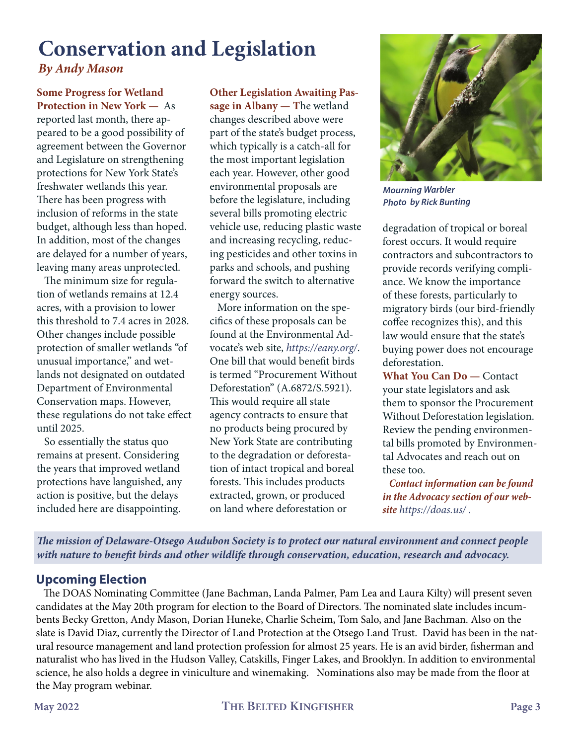# Conservation and Legislation

*By Andy Mason*

**Some Progress for Wetland Protection in New York —** As reported last month, there appeared to be a good possibility of agreement between the Governor and Legislature on strengthening protections for New York State's freshwater wetlands this year. There has been progress with inclusion of reforms in the state budget, although less than hoped. In addition, most of the changes are delayed for a number of years, leaving many areas unprotected.

The minimum size for regulation of wetlands remains at 12.4 acres, with a provision to lower this threshold to 7.4 acres in 2028. Other changes include possible protection of smaller wetlands "of unusual importance," and wetlands not designated on outdated Department of Environmental Conservation maps. However, these regulations do not take effect until 2025.

So essentially the status quo remains at present. Considering the years that improved wetland protections have languished, any action is positive, but the delays included here are disappointing.

**Other Legislation Awaiting Passage in Albany —** The wetland changes described above were part of the state's budget process, which typically is a catch-all for the most important legislation each year. However, other good environmental proposals are before the legislature, including several bills promoting electric vehicle use, reducing plastic waste and increasing recycling, reducing pesticides and other toxins in parks and schools, and pushing forward the switch to alternative energy sources.

More information on the specifics of these proposals can be found at the Environmental Advocate's web site, *https://eany.org/*. One bill that would benefit birds is termed "Procurement Without Deforestation" (A.6872/S.5921). This would require all state agency contracts to ensure that no products being procured by New York State are contributing to the degradation or deforestation of intact tropical and boreal forests. This includes products extracted, grown, or produced on land where deforestation or degradation of tropical or boreal forest occurs. It would require contractors and subcontractors to provide records verifying compliance. We know the importance of these forests, particularly to migratory birds (our bird-friendly coffee recognizes this), and this law would ensure that the state's buying power does not encourage deforestation.

*Mourning Warbler*
*Photo by Rick Bunting*

**What You Can Do —** Contact your state legislators and ask them to sponsor the Procurement Without Deforestation legislation. Review the pending environmental bills promoted by Environmental Advocates and reach out on these too.

***Contact information can be found in the Advocacy section of our website*** *https://doas.us/* .

***The mission of Delaware-Otsego Audubon Society is to protect our natural environment and connect people with nature to benefit birds and other wildlife through conservation, education, research and advocacy.***

## Upcoming Election

The DOAS Nominating Committee (Jane Bachman, Landa Palmer, Pam Lea and Laura Kilty) will present seven candidates at the May 20th program for election to the Board of Directors. The nominated slate includes incumbents Becky Gretton, Andy Mason, Dorian Huneke, Charlie Scheim, Tom Salo, and Jane Bachman. Also on the slate is David Diaz, currently the Director of Land Protection at the Otsego Land Trust. David has been in the natural resource management and land protection profession for almost 25 years. He is an avid birder, fisherman and naturalist who has lived in the Hudson Valley, Catskills, Finger Lakes, and Brooklyn. In addition to environmental science, he also holds a degree in viniculture and winemaking. Nominations also may be made from the floor at the May program webinar.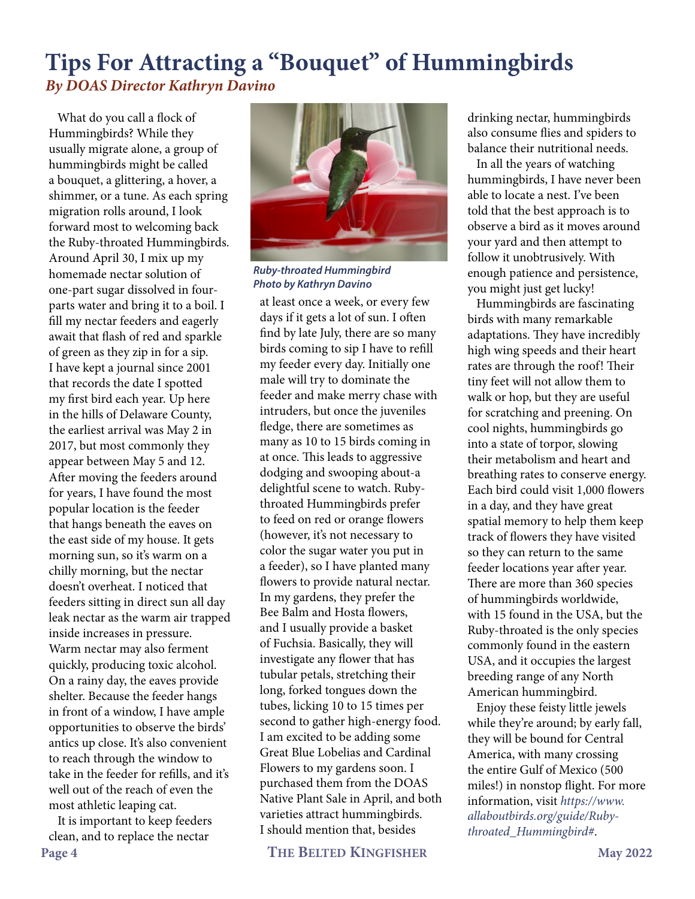# Tips For Attracting a "Bouquet" of Hummingbirds

*By DOAS Director Kathryn Davino*

What do you call a flock of Hummingbirds? While they usually migrate alone, a group of hummingbirds might be called a bouquet, a glittering, a hover, a shimmer, or a tune. As each spring migration rolls around, I look forward most to welcoming back the Ruby-throated Hummingbirds. Around April 30, I mix up my homemade nectar solution of one-part sugar dissolved in four-parts water and bring it to a boil. I fill my nectar feeders and eagerly await that flash of red and sparkle of green as they zip in for a sip. I have kept a journal since 2001 that records the date I spotted my first bird each year. Up here in the hills of Delaware County, the earliest arrival was May 2 in 2017, but most commonly they appear between May 5 and 12. After moving the feeders around for years, I have found the most popular location is the feeder that hangs beneath the eaves on the east side of my house. It gets morning sun, so it's warm on a chilly morning, but the nectar doesn't overheat. I noticed that feeders sitting in direct sun all day leak nectar as the warm air trapped inside increases in pressure. Warm nectar may also ferment quickly, producing toxic alcohol. On a rainy day, the eaves provide shelter. Because the feeder hangs in front of a window, I have ample opportunities to observe the birds' antics up close. It's also convenient to reach through the window to take in the feeder for refills, and it's well out of the reach of even the most athletic leaping cat.

*Ruby-throated Hummingbird*
*Photo by Kathryn Davino*

It is important to keep feeders clean, and to replace the nectar at least once a week, or every few days if it gets a lot of sun. I often find by late July, there are so many birds coming to sip I have to refill my feeder every day. Initially one male will try to dominate the feeder and make merry chase with intruders, but once the juveniles fledge, there are sometimes as many as 10 to 15 birds coming in at once. This leads to aggressive dodging and swooping about-a delightful scene to watch. Ruby-throated Hummingbirds prefer to feed on red or orange flowers (however, it's not necessary to color the sugar water you put in a feeder), so I have planted many flowers to provide natural nectar. In my gardens, they prefer the Bee Balm and Hosta flowers, and I usually provide a basket of Fuchsia. Basically, they will investigate any flower that has tubular petals, stretching their long, forked tongues down the tubes, licking 10 to 15 times per second to gather high-energy food. I am excited to be adding some Great Blue Lobelias and Cardinal Flowers to my gardens soon. I purchased them from the DOAS Native Plant Sale in April, and both varieties attract hummingbirds. I should mention that, besides drinking nectar, hummingbirds also consume flies and spiders to balance their nutritional needs.

In all the years of watching hummingbirds, I have never been able to locate a nest. I've been told that the best approach is to observe a bird as it moves around your yard and then attempt to follow it unobtrusively. With enough patience and persistence, you might just get lucky!

Hummingbirds are fascinating birds with many remarkable adaptations. They have incredibly high wing speeds and their heart rates are through the roof! Their tiny feet will not allow them to walk or hop, but they are useful for scratching and preening. On cool nights, hummingbirds go into a state of torpor, slowing their metabolism and heart and breathing rates to conserve energy. Each bird could visit 1,000 flowers in a day, and they have great spatial memory to help them keep track of flowers they have visited so they can return to the same feeder locations year after year. There are more than 360 species of hummingbirds worldwide, with 15 found in the USA, but the Ruby-throated is the only species commonly found in the eastern USA, and it occupies the largest breeding range of any North American hummingbird.

Enjoy these feisty little jewels while they're around; by early fall, they will be bound for Central America, with many crossing the entire Gulf of Mexico (500 miles!) in nonstop flight. For more information, visit *https://www.allaboutbirds.org/guide/Ruby-throated_Hummingbird#*.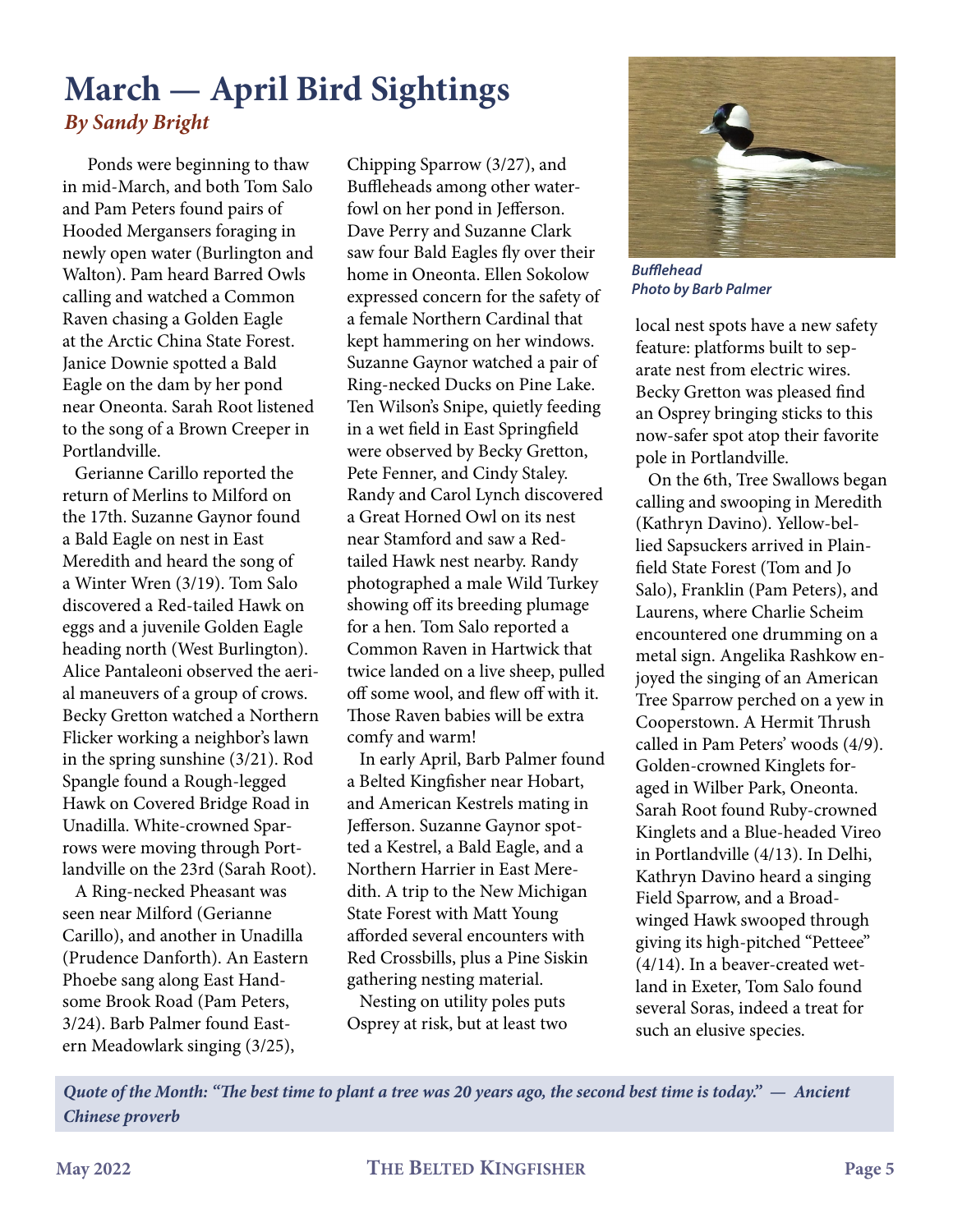# March — April Bird Sightings

*By Sandy Bright*

Ponds were beginning to thaw in mid-March, and both Tom Salo and Pam Peters found pairs of Hooded Mergansers foraging in newly open water (Burlington and Walton). Pam heard Barred Owls calling and watched a Common Raven chasing a Golden Eagle at the Arctic China State Forest. Janice Downie spotted a Bald Eagle on the dam by her pond near Oneonta. Sarah Root listened to the song of a Brown Creeper in Portlandville.

Gerianne Carillo reported the return of Merlins to Milford on the 17th. Suzanne Gaynor found a Bald Eagle on nest in East Meredith and heard the song of a Winter Wren (3/19). Tom Salo discovered a Red-tailed Hawk on eggs and a juvenile Golden Eagle heading north (West Burlington). Alice Pantaleoni observed the aerial maneuvers of a group of crows. Becky Gretton watched a Northern Flicker working a neighbor's lawn in the spring sunshine (3/21). Rod Spangle found a Rough-legged Hawk on Covered Bridge Road in Unadilla. White-crowned Sparrows were moving through Portlandville on the 23rd (Sarah Root).

A Ring-necked Pheasant was seen near Milford (Gerianne Carillo), and another in Unadilla (Prudence Danforth). An Eastern Phoebe sang along East Handsome Brook Road (Pam Peters, 3/24). Barb Palmer found Eastern Meadowlark singing (3/25), Chipping Sparrow (3/27), and Buffleheads among other waterfowl on her pond in Jefferson. Dave Perry and Suzanne Clark saw four Bald Eagles fly over their home in Oneonta. Ellen Sokolow expressed concern for the safety of a female Northern Cardinal that kept hammering on her windows. Suzanne Gaynor watched a pair of Ring-necked Ducks on Pine Lake. Ten Wilson's Snipe, quietly feeding in a wet field in East Springfield were observed by Becky Gretton, Pete Fenner, and Cindy Staley. Randy and Carol Lynch discovered a Great Horned Owl on its nest near Stamford and saw a Red-tailed Hawk nest nearby. Randy photographed a male Wild Turkey showing off its breeding plumage for a hen. Tom Salo reported a Common Raven in Hartwick that twice landed on a live sheep, pulled off some wool, and flew off with it. Those Raven babies will be extra comfy and warm!

In early April, Barb Palmer found a Belted Kingfisher near Hobart, and American Kestrels mating in Jefferson. Suzanne Gaynor spotted a Kestrel, a Bald Eagle, and a Northern Harrier in East Meredith. A trip to the New Michigan State Forest with Matt Young afforded several encounters with Red Crossbills, plus a Pine Siskin gathering nesting material.

Nesting on utility poles puts Osprey at risk, but at least two local nest spots have a new safety feature: platforms built to separate nest from electric wires. Becky Gretton was pleased find an Osprey bringing sticks to this now-safer spot atop their favorite pole in Portlandville.

*Bufflehead*
*Photo by Barb Palmer*

On the 6th, Tree Swallows began calling and swooping in Meredith (Kathryn Davino). Yellow-bellied Sapsuckers arrived in Plainfield State Forest (Tom and Jo Salo), Franklin (Pam Peters), and Laurens, where Charlie Scheim encountered one drumming on a metal sign. Angelika Rashkow enjoyed the singing of an American Tree Sparrow perched on a yew in Cooperstown. A Hermit Thrush called in Pam Peters' woods (4/9). Golden-crowned Kinglets foraged in Wilber Park, Oneonta. Sarah Root found Ruby-crowned Kinglets and a Blue-headed Vireo in Portlandville (4/13). In Delhi, Kathryn Davino heard a singing Field Sparrow, and a Broad-winged Hawk swooped through giving its high-pitched "Petteee" (4/14). In a beaver-created wetland in Exeter, Tom Salo found several Soras, indeed a treat for such an elusive species.

*Quote of the Month: "The best time to plant a tree was 20 years ago, the second best time is today." — Ancient Chinese proverb*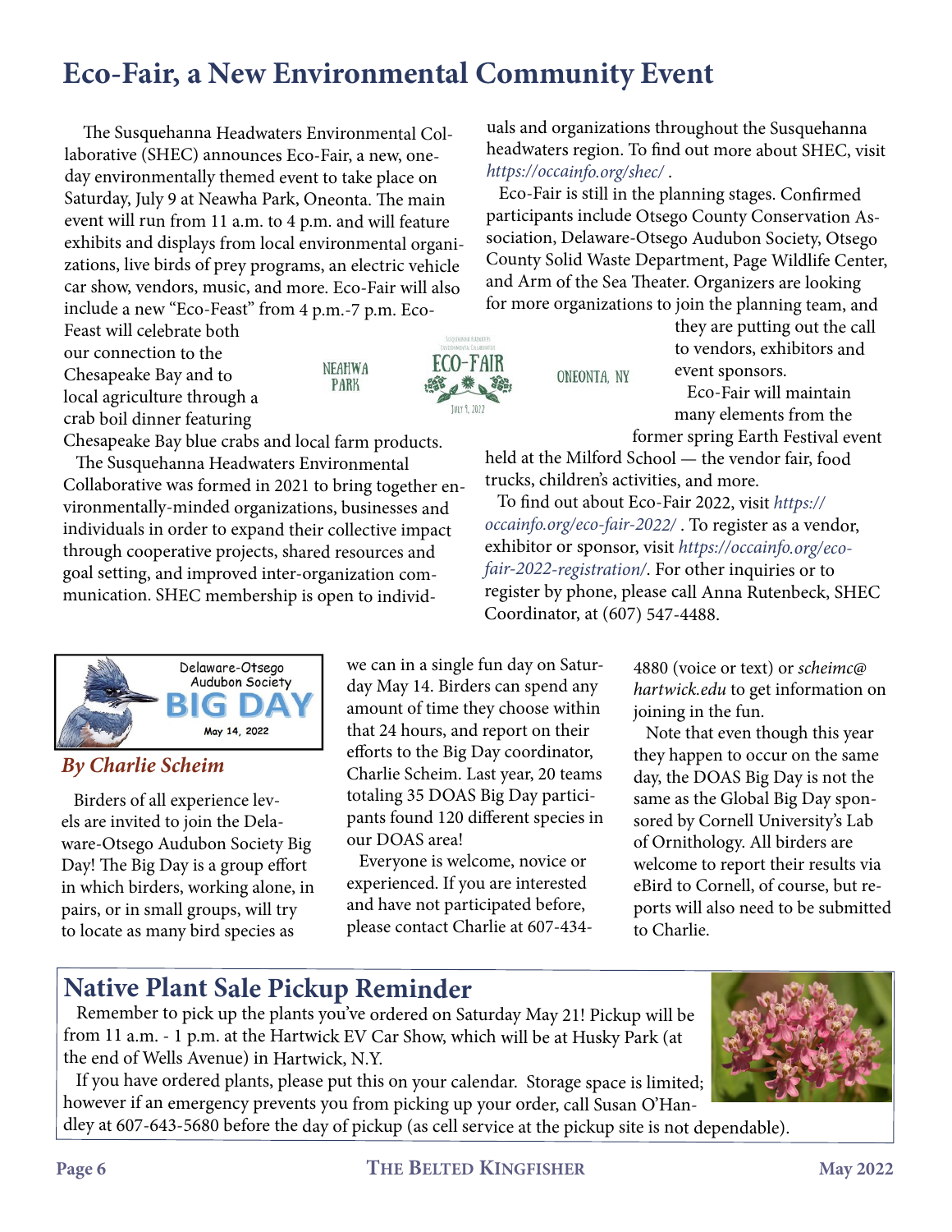# Eco-Fair, a New Environmental Community Event

The Susquehanna Headwaters Environmental Collaborative (SHEC) announces Eco-Fair, a new, one-day environmentally themed event to take place on Saturday, July 9 at Neawha Park, Oneonta. The main event will run from 11 a.m. to 4 p.m. and will feature exhibits and displays from local environmental organizations, live birds of prey programs, an electric vehicle car show, vendors, music, and more. Eco-Fair will also include a new "Eco-Feast" from 4 p.m.-7 p.m. Eco-Feast will celebrate both our connection to the Chesapeake Bay and to local agriculture through a crab boil dinner featuring Chesapeake Bay blue crabs and local farm products.

The Susquehanna Headwaters Environmental Collaborative was formed in 2021 to bring together environmentally-minded organizations, businesses and individuals in order to expand their collective impact through cooperative projects, shared resources and goal setting, and improved inter-organization communication. SHEC membership is open to individuals and organizations throughout the Susquehanna headwaters region. To find out more about SHEC, visit *https://occainfo.org/shec/* .

Eco-Fair is still in the planning stages. Confirmed participants include Otsego County Conservation Association, Delaware-Otsego Audubon Society, Otsego County Solid Waste Department, Page Wildlife Center, and Arm of the Sea Theater. Organizers are looking for more organizations to join the planning team, and they are putting out the call to vendors, exhibitors and event sponsors.

Eco-Fair will maintain many elements from the former spring Earth Festival event held at the Milford School — the vendor fair, food trucks, children's activities, and more.

To find out about Eco-Fair 2022, visit *https://occainfo.org/eco-fair-2022/* . To register as a vendor, exhibitor or sponsor, visit *https://occainfo.org/eco-fair-2022-registration/*. For other inquiries or to register by phone, please call Anna Rutenbeck, SHEC Coordinator, at (607) 547-4488.

## Delaware-Otsego Audubon Society BIG DAY May 14, 2022

***By Charlie Scheim***

Birders of all experience levels are invited to join the Delaware-Otsego Audubon Society Big Day! The Big Day is a group effort in which birders, working alone, in pairs, or in small groups, will try to locate as many bird species as we can in a single fun day on Saturday May 14. Birders can spend any amount of time they choose within that 24 hours, and report on their efforts to the Big Day coordinator, Charlie Scheim. Last year, 20 teams totaling 35 DOAS Big Day participants found 120 different species in our DOAS area!

Everyone is welcome, novice or experienced. If you are interested and have not participated before, please contact Charlie at 607-434-4880 (voice or text) or *scheimc@hartwick.edu* to get information on joining in the fun.

Note that even though this year they happen to occur on the same day, the DOAS Big Day is not the same as the Global Big Day sponsored by Cornell University's Lab of Ornithology. All birders are welcome to report their results via eBird to Cornell, of course, but reports will also need to be submitted to Charlie.

# Native Plant Sale Pickup Reminder

Remember to pick up the plants you've ordered on Saturday May 21! Pickup will be from 11 a.m. - 1 p.m. at the Hartwick EV Car Show, which will be at Husky Park (at the end of Wells Avenue) in Hartwick, N.Y.

If you have ordered plants, please put this on your calendar. Storage space is limited; however if an emergency prevents you from picking up your order, call Susan O'Handley at 607-643-5680 before the day of pickup (as cell service at the pickup site is not dependable).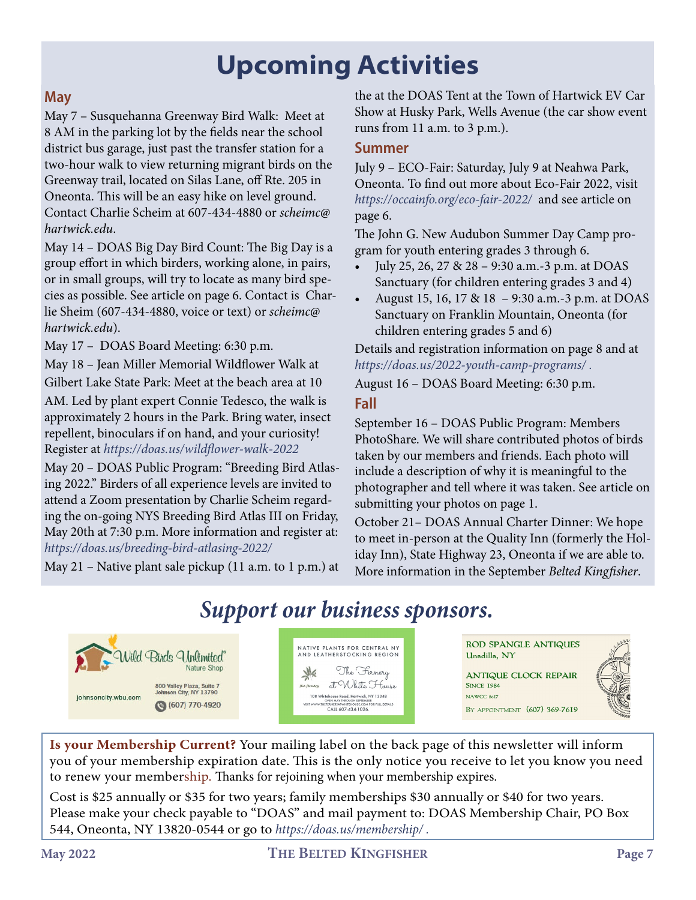# Upcoming Activities

## May

May 7 – Susquehanna Greenway Bird Walk: Meet at 8 AM in the parking lot by the fields near the school district bus garage, just past the transfer station for a two-hour walk to view returning migrant birds on the Greenway trail, located on Silas Lane, off Rte. 205 in Oneonta. This will be an easy hike on level ground. Contact Charlie Scheim at 607-434-4880 or *scheimc@hartwick.edu*.

May 14 – DOAS Big Day Bird Count: The Big Day is a group effort in which birders, working alone, in pairs, or in small groups, will try to locate as many bird species as possible. See article on page 6. Contact is Charlie Sheim (607-434-4880, voice or text) or *scheimc@hartwick.edu*).

May 17 – DOAS Board Meeting: 6:30 p.m.

May 18 – Jean Miller Memorial Wildflower Walk at Gilbert Lake State Park: Meet at the beach area at 10 AM. Led by plant expert Connie Tedesco, the walk is approximately 2 hours in the Park. Bring water, insect repellent, binoculars if on hand, and your curiosity! Register at *https://doas.us/wildflower-walk-2022*

May 20 – DOAS Public Program: "Breeding Bird Atlasing 2022." Birders of all experience levels are invited to attend a Zoom presentation by Charlie Scheim regarding the on-going NYS Breeding Bird Atlas III on Friday, May 20th at 7:30 p.m. More information and register at: *https://doas.us/breeding-bird-atlasing-2022/*

May 21 – Native plant sale pickup (11 a.m. to 1 p.m.) at the at the DOAS Tent at the Town of Hartwick EV Car Show at Husky Park, Wells Avenue (the car show event runs from 11 a.m. to 3 p.m.).

## Summer

July 9 – ECO-Fair: Saturday, July 9 at Neahwa Park, Oneonta. To find out more about Eco-Fair 2022, visit *https://occainfo.org/eco-fair-2022/* and see article on page 6.

The John G. New Audubon Summer Day Camp program for youth entering grades 3 through 6.

- July 25, 26, 27 & 28 – 9:30 a.m.-3 p.m. at DOAS Sanctuary (for children entering grades 3 and 4)
- August 15, 16, 17 & 18 – 9:30 a.m.-3 p.m. at DOAS Sanctuary on Franklin Mountain, Oneonta (for children entering grades 5 and 6)

Details and registration information on page 8 and at *https://doas.us/2022-youth-camp-programs/* .

August 16 – DOAS Board Meeting: 6:30 p.m.

## Fall

September 16 – DOAS Public Program: Members PhotoShare. We will share contributed photos of birds taken by our members and friends. Each photo will include a description of why it is meaningful to the photographer and tell where it was taken. See article on submitting your photos on page 1.

October 21– DOAS Annual Charter Dinner: We hope to meet in-person at the Quality Inn (formerly the Holiday Inn), State Highway 23, Oneonta if we are able to. More information in the September *Belted Kingfisher*.

## *Support our business sponsors.*

Wild Birds Unlimited® Nature Shop
johnsoncity.wbu.com
800 Valley Plaza, Suite 7
Johnson City, NY 13790
(607) 770-4920

NATIVE PLANTS FOR CENTRAL NY AND LEATHERSTOCKING REGION
The Fernery at White House
108 Whitehouse Road, Hartwick, NY 13348
OPEN MAY THROUGH SEPTEMBER
VISIT WWW.THEFERNERYATWHITEHOUSE.COM FOR FULL DETAILS
CALL 607-434-1026

ROD SPANGLE ANTIQUES
Unadilla, NY
ANTIQUE CLOCK REPAIR
Since 1984
NAWCC 8617
By appointment (607) 369-7619

**Is your Membership Current?** Your mailing label on the back page of this newsletter will inform you of your membership expiration date. This is the only notice you receive to let you know you need to renew your membership. Thanks for rejoining when your membership expires.

Cost is $25 annually or $35 for two years; family memberships $30 annually or $40 for two years. Please make your check payable to "DOAS" and mail payment to: DOAS Membership Chair, PO Box 544, Oneonta, NY 13820-0544 or go to *https://doas.us/membership/* .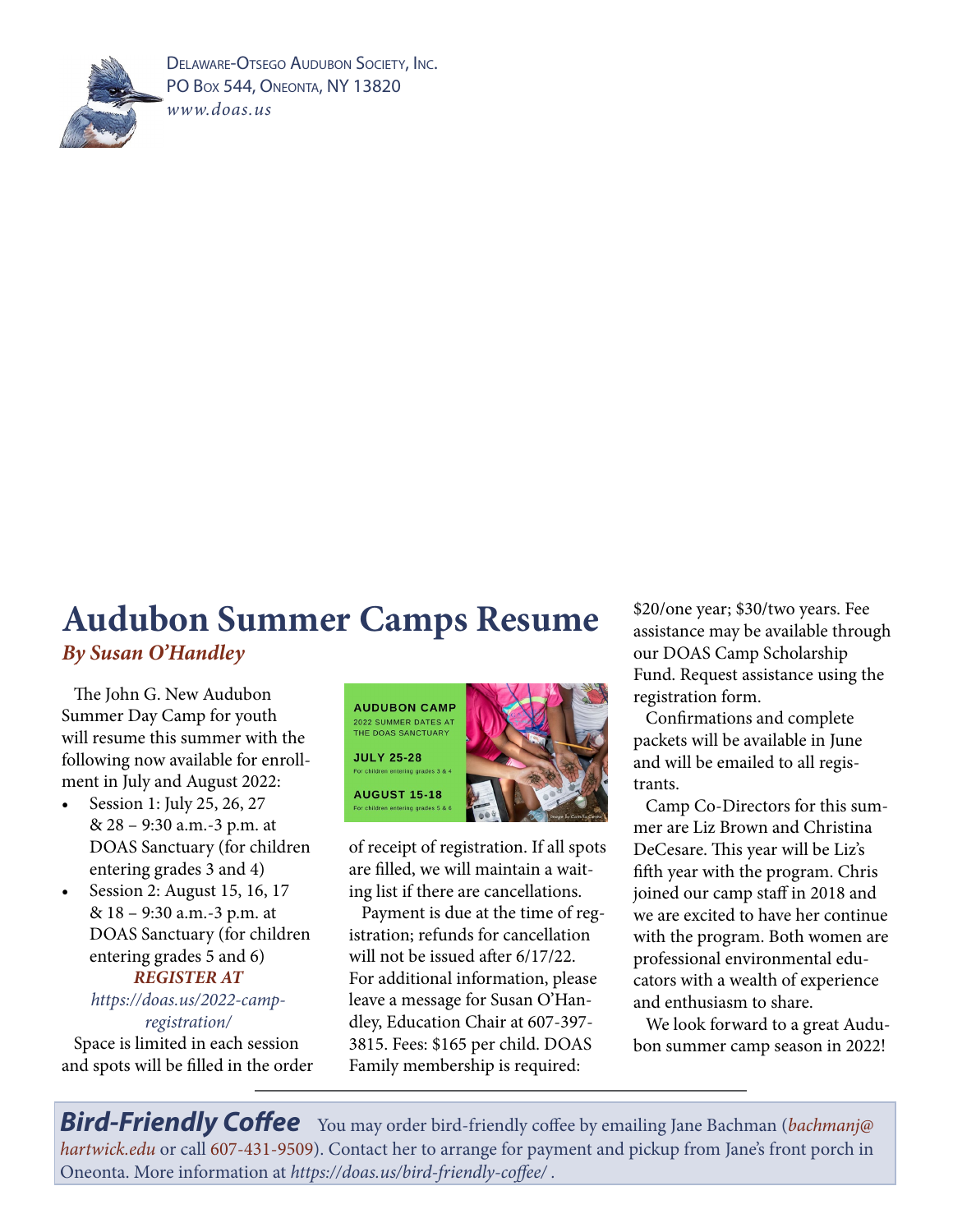Delaware-Otsego Audubon Society, Inc.
PO Box 544, Oneonta, NY 13820
*www.doas.us*

# Audubon Summer Camps Resume

***By Susan O'Handley***

The John G. New Audubon Summer Day Camp for youth will resume this summer with the following now available for enrollment in July and August 2022:

- Session 1: July 25, 26, 27 & 28 – 9:30 a.m.-3 p.m. at DOAS Sanctuary (for children entering grades 3 and 4)
- Session 2: August 15, 16, 17 & 18 – 9:30 a.m.-3 p.m. at DOAS Sanctuary (for children entering grades 5 and 6)

***REGISTER AT***

*https://doas.us/2022-camp-registration/*

AUDUBON CAMP
2022 SUMMER DATES AT THE DOAS SANCTUARY
JULY 25-28
For children entering grades 3 & 4
AUGUST 15-18
For children entering grades 5 & 6

Space is limited in each session and spots will be filled in the order of receipt of registration. If all spots are filled, we will maintain a waiting list if there are cancellations.

Payment is due at the time of registration; refunds for cancellation will not be issued after 6/17/22. For additional information, please leave a message for Susan O'Handley, Education Chair at 607-397-3815. Fees: $165 per child. DOAS Family membership is required: $20/one year; $30/two years. Fee assistance may be available through our DOAS Camp Scholarship Fund. Request assistance using the registration form.

Confirmations and complete packets will be available in June and will be emailed to all registrants.

Camp Co-Directors for this summer are Liz Brown and Christina DeCesare. This year will be Liz's fifth year with the program. Chris joined our camp staff in 2018 and we are excited to have her continue with the program. Both women are professional environmental educators with a wealth of experience and enthusiasm to share.

We look forward to a great Audubon summer camp season in 2022!

---

***Bird-Friendly Coffee*** You may order bird-friendly coffee by emailing Jane Bachman (*bachmanj@hartwick.edu* or call 607-431-9509). Contact her to arrange for payment and pickup from Jane's front porch in Oneonta. More information at *https://doas.us/bird-friendly-coffee/* .